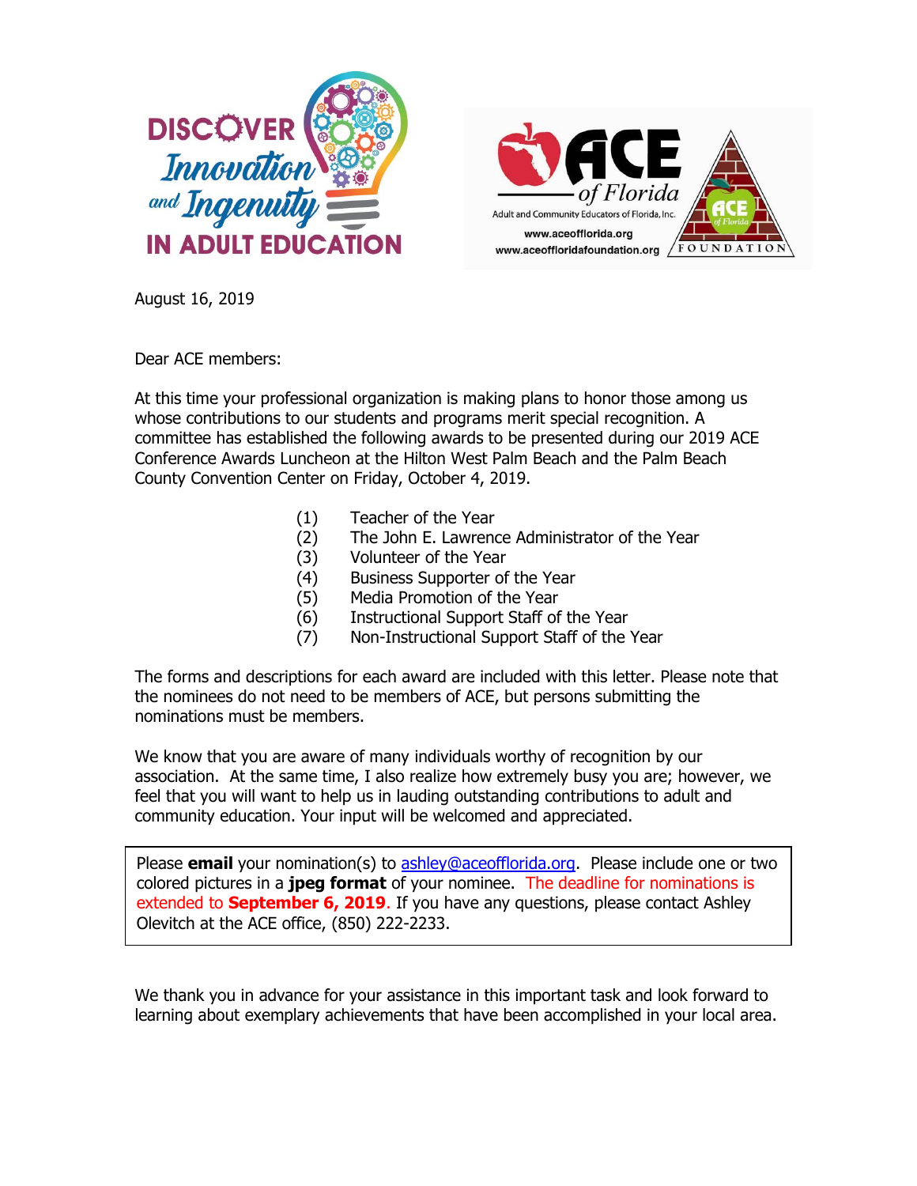August 16, 2019

Dear ACE members:

At this time your professional organization is making plans to honor those among us whose contributions to our students and programs merit special recognition. A committee has established the following awards to be presented during our 2019 ACE Conference Awards Luncheon at the Hilton West Palm Beach and the Palm Beach County Convention Center on Friday, October 4, 2019.

(1) Teacher of the Year
(2) The John E. Lawrence Administrator of the Year
(3) Volunteer of the Year
(4) Business Supporter of the Year
(5) Media Promotion of the Year
(6) Instructional Support Staff of the Year
(7) Non-Instructional Support Staff of the Year

The forms and descriptions for each award are included with this letter. Please note that the nominees do not need to be members of ACE, but persons submitting the nominations must be members.

We know that you are aware of many individuals worthy of recognition by our association. At the same time, I also realize how extremely busy you are; however, we feel that you will want to help us in lauding outstanding contributions to adult and community education. Your input will be welcomed and appreciated.

Please **email** your nomination(s) to ashley@aceofflorida.org. Please include one or two colored pictures in a **jpeg format** of your nominee. The deadline for nominations is extended to **September 6, 2019**. If you have any questions, please contact Ashley Olevitch at the ACE office, (850) 222-2233.

We thank you in advance for your assistance in this important task and look forward to learning about exemplary achievements that have been accomplished in your local area.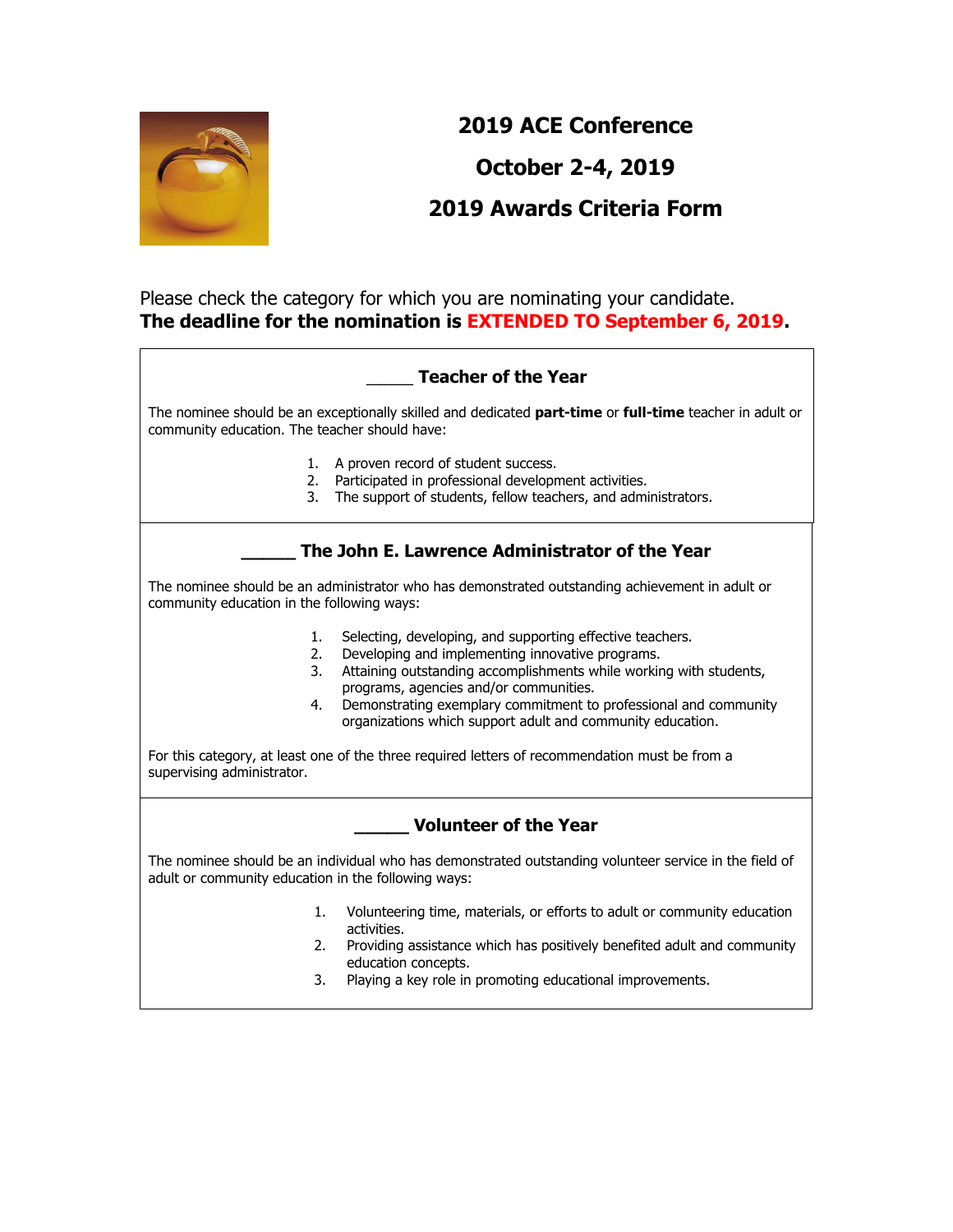# 2019 ACE Conference

## October 2-4, 2019

## 2019 Awards Criteria Form

Please check the category for which you are nominating your candidate.
**The deadline for the nomination is EXTENDED TO September 6, 2019.**

### _____ Teacher of the Year

The nominee should be an exceptionally skilled and dedicated **part-time** or **full-time** teacher in adult or community education. The teacher should have:

1. A proven record of student success.
2. Participated in professional development activities.
3. The support of students, fellow teachers, and administrators.

### _____ The John E. Lawrence Administrator of the Year

The nominee should be an administrator who has demonstrated outstanding achievement in adult or community education in the following ways:

1. Selecting, developing, and supporting effective teachers.
2. Developing and implementing innovative programs.
3. Attaining outstanding accomplishments while working with students, programs, agencies and/or communities.
4. Demonstrating exemplary commitment to professional and community organizations which support adult and community education.

For this category, at least one of the three required letters of recommendation must be from a supervising administrator.

### _____ Volunteer of the Year

The nominee should be an individual who has demonstrated outstanding volunteer service in the field of adult or community education in the following ways:

1. Volunteering time, materials, or efforts to adult or community education activities.
2. Providing assistance which has positively benefited adult and community education concepts.
3. Playing a key role in promoting educational improvements.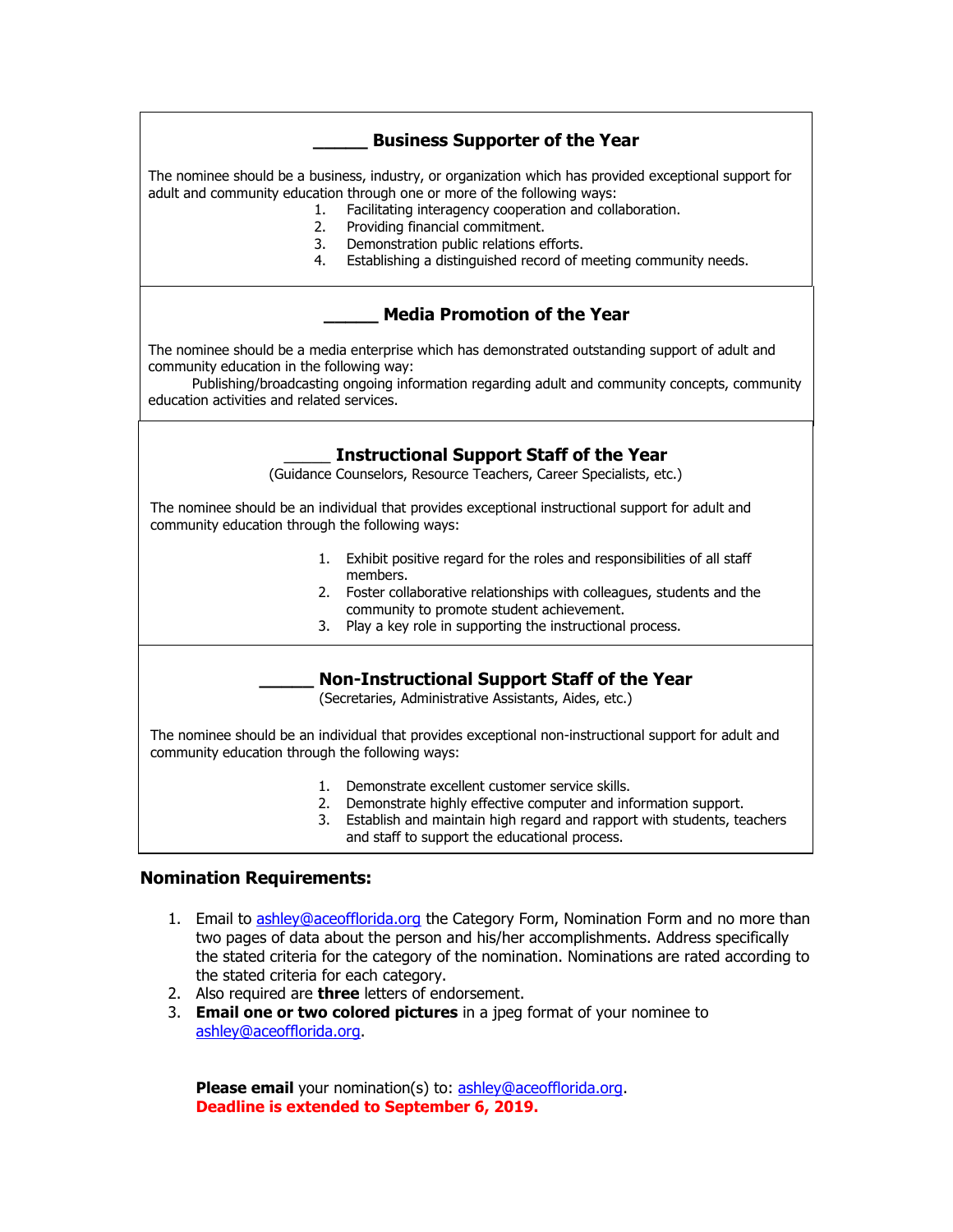## _____ Business Supporter of the Year

The nominee should be a business, industry, or organization which has provided exceptional support for adult and community education through one or more of the following ways:

1. Facilitating interagency cooperation and collaboration.
2. Providing financial commitment.
3. Demonstration public relations efforts.
4. Establishing a distinguished record of meeting community needs.

## _____ Media Promotion of the Year

The nominee should be a media enterprise which has demonstrated outstanding support of adult and community education in the following way:

Publishing/broadcasting ongoing information regarding adult and community concepts, community education activities and related services.

## _____ Instructional Support Staff of the Year

(Guidance Counselors, Resource Teachers, Career Specialists, etc.)

The nominee should be an individual that provides exceptional instructional support for adult and community education through the following ways:

1. Exhibit positive regard for the roles and responsibilities of all staff members.
2. Foster collaborative relationships with colleagues, students and the community to promote student achievement.
3. Play a key role in supporting the instructional process.

## _____ Non-Instructional Support Staff of the Year

(Secretaries, Administrative Assistants, Aides, etc.)

The nominee should be an individual that provides exceptional non-instructional support for adult and community education through the following ways:

1. Demonstrate excellent customer service skills.
2. Demonstrate highly effective computer and information support.
3. Establish and maintain high regard and rapport with students, teachers and staff to support the educational process.

### Nomination Requirements:

1. Email to ashley@aceofflorida.org the Category Form, Nomination Form and no more than two pages of data about the person and his/her accomplishments. Address specifically the stated criteria for the category of the nomination. Nominations are rated according to the stated criteria for each category.
2. Also required are **three** letters of endorsement.
3. **Email one or two colored pictures** in a jpeg format of your nominee to ashley@aceofflorida.org.

**Please email** your nomination(s) to: ashley@aceofflorida.org.
**Deadline is extended to September 6, 2019.**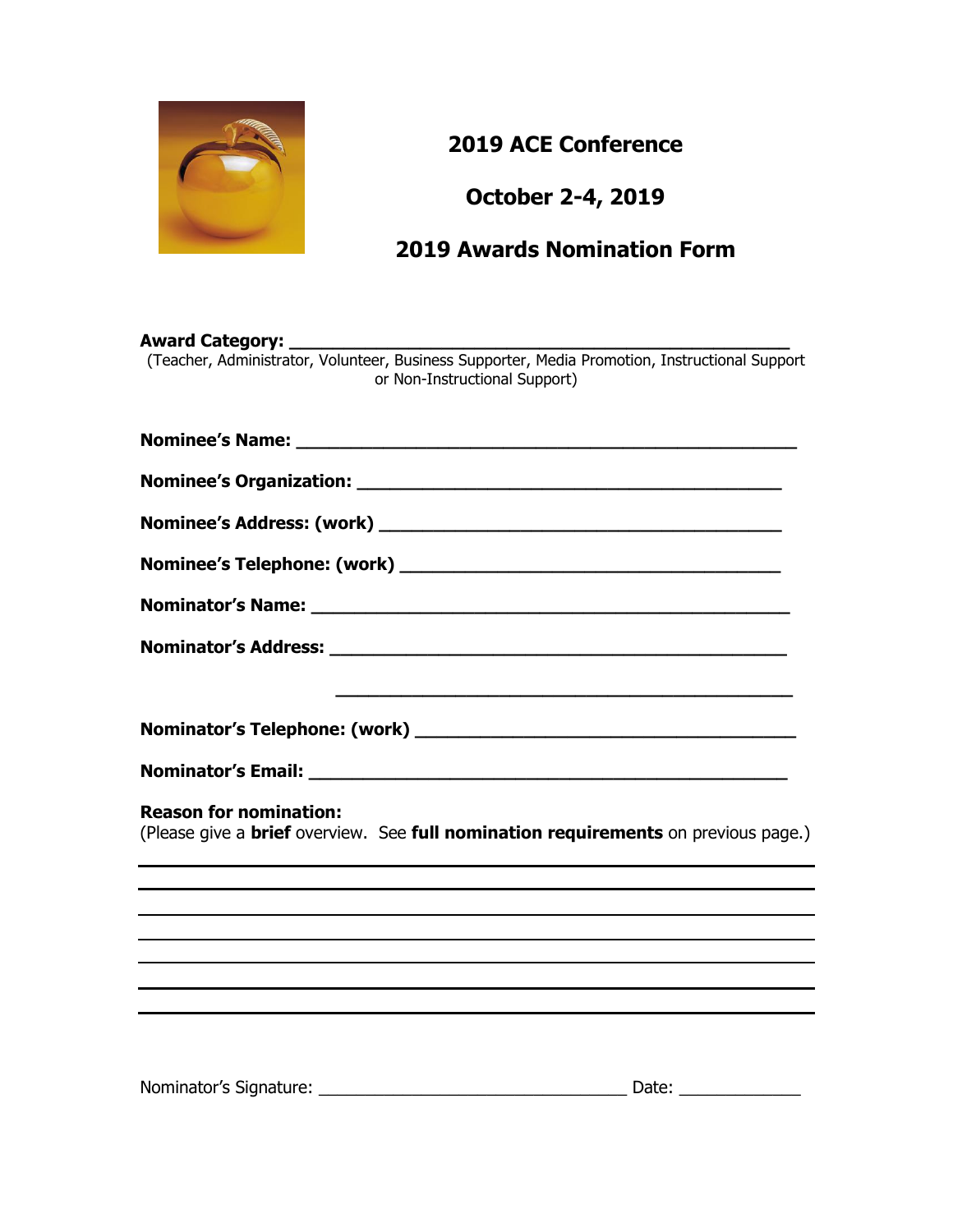# 2019 ACE Conference

## October 2-4, 2019

## 2019 Awards Nomination Form

**Award Category: ______________________________________________**
(Teacher, Administrator, Volunteer, Business Supporter, Media Promotion, Instructional Support or Non-Instructional Support)

**Nominee's Name: ______________________________________________**

**Nominee's Organization: ________________________________________**

**Nominee's Address: (work) ______________________________________**

**Nominee's Telephone: (work) _____________________________________**

**Nominator's Name: ____________________________________________**

**Nominator's Address: __________________________________________**

__________________________________________

**Nominator's Telephone: (work) ___________________________________**

**Nominator's Email: _____________________________________________**

**Reason for nomination:**
(Please give a **brief** overview. See **full nomination requirements** on previous page.)

______________________________________________________________

______________________________________________________________

______________________________________________________________

______________________________________________________________

______________________________________________________________

______________________________________________________________

______________________________________________________________

Nominator's Signature: _______________________________ Date: ____________